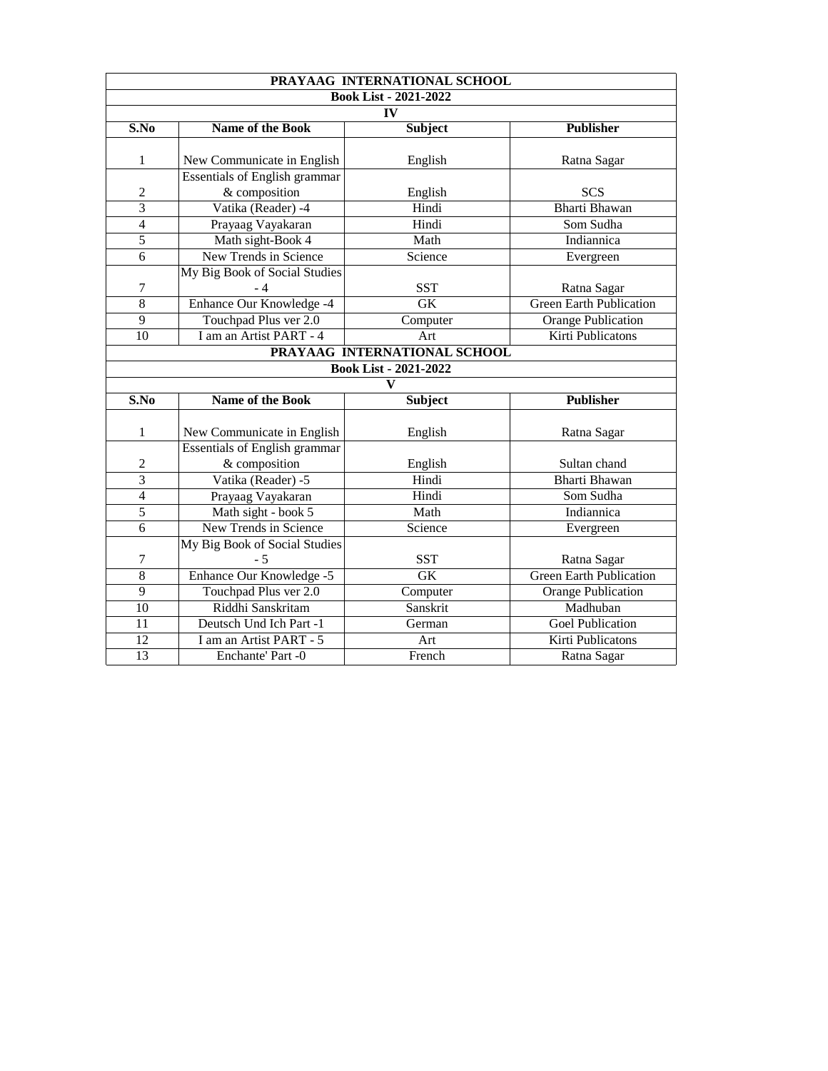## PRAYAAG INTERNATIONAL SCHOOL

### Book List - 2021-2022

### IV

| S.No | Name of the Book | Subject | Publisher |
| --- | --- | --- | --- |
| 1 | New Communicate in English | English | Ratna Sagar |
| 2 | Essentials of English grammar & composition | English | SCS |
| 3 | Vatika (Reader) -4 | Hindi | Bharti Bhawan |
| 4 | Prayaag Vayakaran | Hindi | Som Sudha |
| 5 | Math sight-Book 4 | Math | Indiannica |
| 6 | New Trends in Science | Science | Evergreen |
| 7 | My Big Book of Social Studies - 4 | SST | Ratna Sagar |
| 8 | Enhance Our Knowledge -4 | GK | Green Earth Publication |
| 9 | Touchpad Plus ver 2.0 | Computer | Orange Publication |
| 10 | I am an Artist PART - 4 | Art | Kirti Publicatons |

## PRAYAAG INTERNATIONAL SCHOOL

### Book List - 2021-2022

### V

| S.No | Name of the Book | Subject | Publisher |
| --- | --- | --- | --- |
| 1 | New Communicate in English | English | Ratna Sagar |
| 2 | Essentials of English grammar & composition | English | Sultan chand |
| 3 | Vatika (Reader) -5 | Hindi | Bharti Bhawan |
| 4 | Prayaag Vayakaran | Hindi | Som Sudha |
| 5 | Math sight - book 5 | Math | Indiannica |
| 6 | New Trends in Science | Science | Evergreen |
| 7 | My Big Book of Social Studies - 5 | SST | Ratna Sagar |
| 8 | Enhance Our Knowledge -5 | GK | Green Earth Publication |
| 9 | Touchpad Plus ver 2.0 | Computer | Orange Publication |
| 10 | Riddhi Sanskritam | Sanskrit | Madhuban |
| 11 | Deutsch Und Ich Part -1 | German | Goel Publication |
| 12 | I am an Artist PART - 5 | Art | Kirti Publicatons |
| 13 | Enchante' Part -0 | French | Ratna Sagar |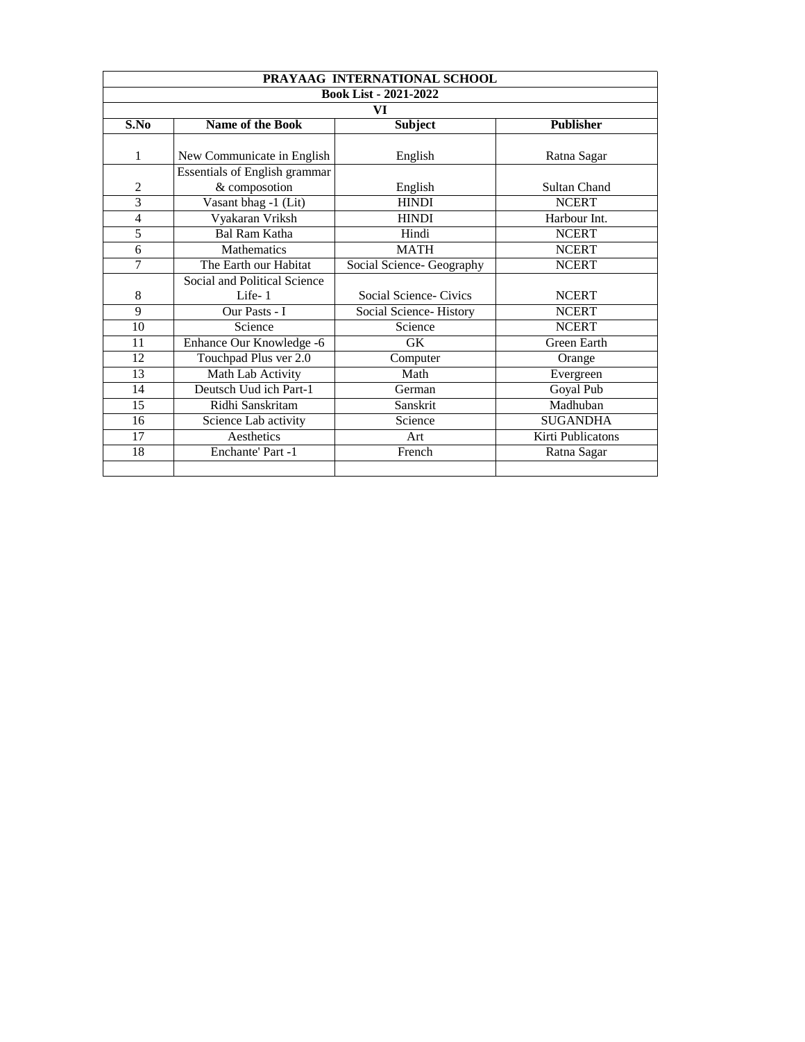| PRAYAAG INTERNATIONAL SCHOOL | | | |
|---|---|---|---|
| Book List - 2021-2022 | | | |
| VI | | | |
| **S.No** | **Name of the Book** | **Subject** | **Publisher** |
| 1 | New Communicate in English | English | Ratna Sagar |
| 2 | Essentials of English grammar & composotion | English | Sultan Chand |
| 3 | Vasant bhag -1 (Lit) | HINDI | NCERT |
| 4 | Vyakaran Vriksh | HINDI | Harbour Int. |
| 5 | Bal Ram Katha | Hindi | NCERT |
| 6 | Mathematics | MATH | NCERT |
| 7 | The Earth our Habitat | Social Science- Geography | NCERT |
| 8 | Social and Political Science Life- 1 | Social Science- Civics | NCERT |
| 9 | Our Pasts - I | Social Science- History | NCERT |
| 10 | Science | Science | NCERT |
| 11 | Enhance Our Knowledge -6 | GK | Green Earth |
| 12 | Touchpad Plus ver 2.0 | Computer | Orange |
| 13 | Math Lab Activity | Math | Evergreen |
| 14 | Deutsch Uud ich Part-1 | German | Goyal Pub |
| 15 | Ridhi Sanskritam | Sanskrit | Madhuban |
| 16 | Science Lab activity | Science | SUGANDHA |
| 17 | Aesthetics | Art | Kirti Publicatons |
| 18 | Enchante' Part -1 | French | Ratna Sagar |
| | | | |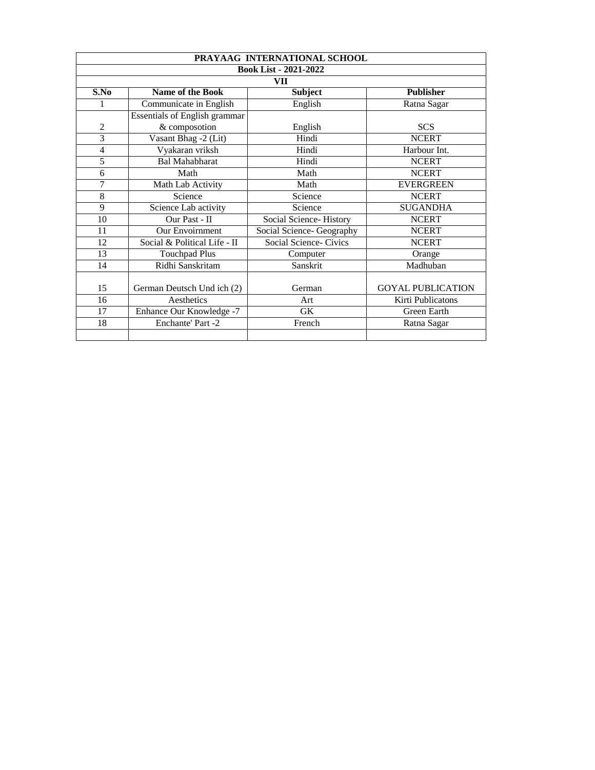| PRAYAAG INTERNATIONAL SCHOOL | | | |
|---|---|---|---|
| **Book List - 2021-2022** | | | |
| **VII** | | | |
| **S.No** | **Name of the Book** | **Subject** | **Publisher** |
| 1 | Communicate in English | English | Ratna Sagar |
| 2 | Essentials of English grammar & composotion | English | SCS |
| 3 | Vasant Bhag -2 (Lit) | Hindi | NCERT |
| 4 | Vyakaran vriksh | Hindi | Harbour Int. |
| 5 | Bal Mahabharat | Hindi | NCERT |
| 6 | Math | Math | NCERT |
| 7 | Math Lab Activity | Math | EVERGREEN |
| 8 | Science | Science | NCERT |
| 9 | Science Lab activity | Science | SUGANDHA |
| 10 | Our Past - II | Social Science- History | NCERT |
| 11 | Our Envoirnment | Social Science- Geography | NCERT |
| 12 | Social & Political Life - II | Social Science- Civics | NCERT |
| 13 | Touchpad Plus | Computer | Orange |
| 14 | Ridhi Sanskritam | Sanskrit | Madhuban |
| 15 | German Deutsch Und ich (2) | German | GOYAL PUBLICATION |
| 16 | Aesthetics | Art | Kirti Publicatons |
| 17 | Enhance Our Knowledge -7 | GK | Green Earth |
| 18 | Enchante' Part -2 | French | Ratna Sagar |
| | | | |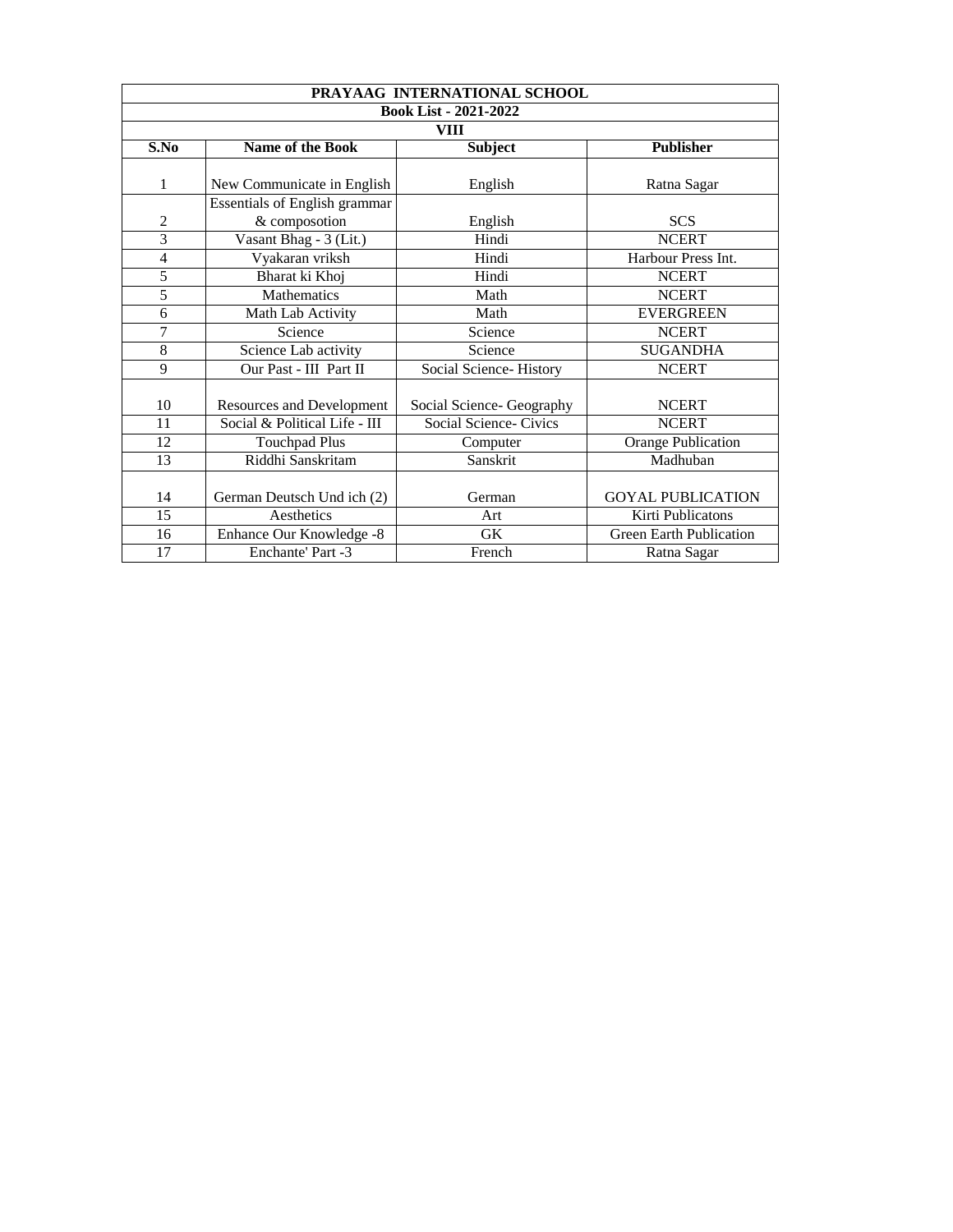| PRAYAAG INTERNATIONAL SCHOOL | | | |
|---|---|---|---|
| Book List - 2021-2022 | | | |
| VIII | | | |
| S.No | Name of the Book | Subject | Publisher |
| 1 | New Communicate in English | English | Ratna Sagar |
| 2 | Essentials of English grammar & composotion | English | SCS |
| 3 | Vasant Bhag - 3 (Lit.) | Hindi | NCERT |
| 4 | Vyakaran vriksh | Hindi | Harbour Press Int. |
| 5 | Bharat ki Khoj | Hindi | NCERT |
| 5 | Mathematics | Math | NCERT |
| 6 | Math Lab Activity | Math | EVERGREEN |
| 7 | Science | Science | NCERT |
| 8 | Science Lab activity | Science | SUGANDHA |
| 9 | Our Past - III Part II | Social Science- History | NCERT |
| 10 | Resources and Development | Social Science- Geography | NCERT |
| 11 | Social & Political Life - III | Social Science- Civics | NCERT |
| 12 | Touchpad Plus | Computer | Orange Publication |
| 13 | Riddhi Sanskritam | Sanskrit | Madhuban |
| 14 | German Deutsch Und ich (2) | German | GOYAL PUBLICATION |
| 15 | Aesthetics | Art | Kirti Publicatons |
| 16 | Enhance Our Knowledge -8 | GK | Green Earth Publication |
| 17 | Enchante' Part -3 | French | Ratna Sagar |